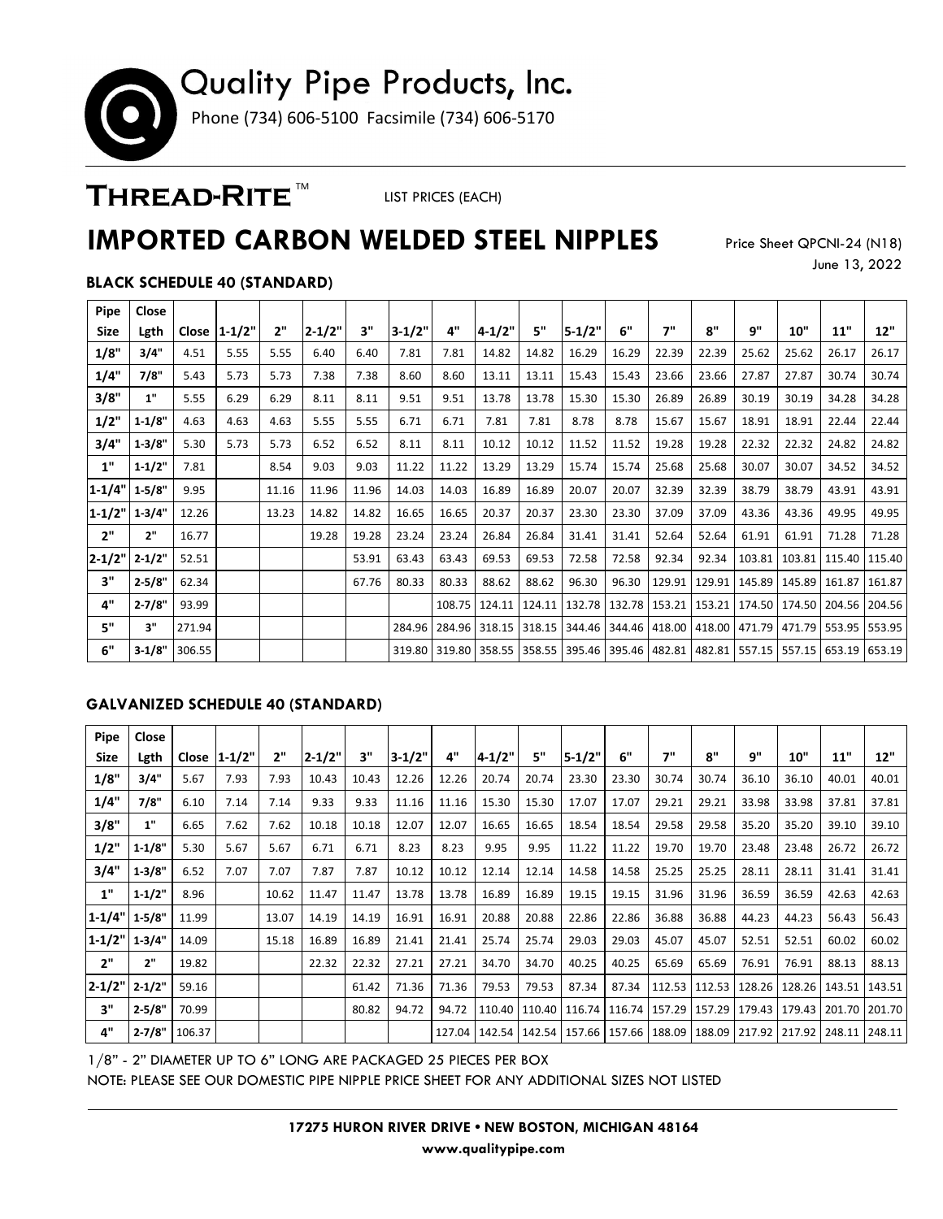# Quality Pipe Products, Inc.

Phone (734) 606-5100 Facsimile (734) 606-5170

**THREAD-RITE™** LIST PRICES (EACH)

## IMPORTED CARBON WELDED STEEL NIPPLES

Price Sheet QPCNI-24 (N18)
June 13, 2022

### BLACK SCHEDULE 40 (STANDARD)

| Pipe Size | Close Lgth | Close | 1-1/2" | 2" | 2-1/2" | 3" | 3-1/2" | 4" | 4-1/2" | 5" | 5-1/2" | 6" | 7" | 8" | 9" | 10" | 11" | 12" |
|---|---|---|---|---|---|---|---|---|---|---|---|---|---|---|---|---|---|---|
| 1/8" | 3/4" | 4.51 | 5.55 | 5.55 | 6.40 | 6.40 | 7.81 | 7.81 | 14.82 | 14.82 | 16.29 | 16.29 | 22.39 | 22.39 | 25.62 | 25.62 | 26.17 | 26.17 |
| 1/4" | 7/8" | 5.43 | 5.73 | 5.73 | 7.38 | 7.38 | 8.60 | 8.60 | 13.11 | 13.11 | 15.43 | 15.43 | 23.66 | 23.66 | 27.87 | 27.87 | 30.74 | 30.74 |
| 3/8" | 1" | 5.55 | 6.29 | 6.29 | 8.11 | 8.11 | 9.51 | 9.51 | 13.78 | 13.78 | 15.30 | 15.30 | 26.89 | 26.89 | 30.19 | 30.19 | 34.28 | 34.28 |
| 1/2" | 1-1/8" | 4.63 | 4.63 | 4.63 | 5.55 | 5.55 | 6.71 | 6.71 | 7.81 | 7.81 | 8.78 | 8.78 | 15.67 | 15.67 | 18.91 | 18.91 | 22.44 | 22.44 |
| 3/4" | 1-3/8" | 5.30 | 5.73 | 5.73 | 6.52 | 6.52 | 8.11 | 8.11 | 10.12 | 10.12 | 11.52 | 11.52 | 19.28 | 19.28 | 22.32 | 22.32 | 24.82 | 24.82 |
| 1" | 1-1/2" | 7.81 | | 8.54 | 9.03 | 9.03 | 11.22 | 11.22 | 13.29 | 13.29 | 15.74 | 15.74 | 25.68 | 25.68 | 30.07 | 30.07 | 34.52 | 34.52 |
| 1-1/4" | 1-5/8" | 9.95 | | 11.16 | 11.96 | 11.96 | 14.03 | 14.03 | 16.89 | 16.89 | 20.07 | 20.07 | 32.39 | 32.39 | 38.79 | 38.79 | 43.91 | 43.91 |
| 1-1/2" | 1-3/4" | 12.26 | | 13.23 | 14.82 | 14.82 | 16.65 | 16.65 | 20.37 | 20.37 | 23.30 | 23.30 | 37.09 | 37.09 | 43.36 | 43.36 | 49.95 | 49.95 |
| 2" | 2" | 16.77 | | | 19.28 | 19.28 | 23.24 | 23.24 | 26.84 | 26.84 | 31.41 | 31.41 | 52.64 | 52.64 | 61.91 | 61.91 | 71.28 | 71.28 |
| 2-1/2" | 2-1/2" | 52.51 | | | | 53.91 | 63.43 | 63.43 | 69.53 | 69.53 | 72.58 | 72.58 | 92.34 | 92.34 | 103.81 | 103.81 | 115.40 | 115.40 |
| 3" | 2-5/8" | 62.34 | | | | 67.76 | 80.33 | 80.33 | 88.62 | 88.62 | 96.30 | 96.30 | 129.91 | 129.91 | 145.89 | 145.89 | 161.87 | 161.87 |
| 4" | 2-7/8" | 93.99 | | | | | | 108.75 | 124.11 | 124.11 | 132.78 | 132.78 | 153.21 | 153.21 | 174.50 | 174.50 | 204.56 | 204.56 |
| 5" | 3" | 271.94 | | | | | 284.96 | 284.96 | 318.15 | 318.15 | 344.46 | 344.46 | 418.00 | 418.00 | 471.79 | 471.79 | 553.95 | 553.95 |
| 6" | 3-1/8" | 306.55 | | | | | 319.80 | 319.80 | 358.55 | 358.55 | 395.46 | 395.46 | 482.81 | 482.81 | 557.15 | 557.15 | 653.19 | 653.19 |

### GALVANIZED SCHEDULE 40 (STANDARD)

| Pipe Size | Close Lgth | Close | 1-1/2" | 2" | 2-1/2" | 3" | 3-1/2" | 4" | 4-1/2" | 5" | 5-1/2" | 6" | 7" | 8" | 9" | 10" | 11" | 12" |
|---|---|---|---|---|---|---|---|---|---|---|---|---|---|---|---|---|---|---|
| 1/8" | 3/4" | 5.67 | 7.93 | 7.93 | 10.43 | 10.43 | 12.26 | 12.26 | 20.74 | 20.74 | 23.30 | 23.30 | 30.74 | 30.74 | 36.10 | 36.10 | 40.01 | 40.01 |
| 1/4" | 7/8" | 6.10 | 7.14 | 7.14 | 9.33 | 9.33 | 11.16 | 11.16 | 15.30 | 15.30 | 17.07 | 17.07 | 29.21 | 29.21 | 33.98 | 33.98 | 37.81 | 37.81 |
| 3/8" | 1" | 6.65 | 7.62 | 7.62 | 10.18 | 10.18 | 12.07 | 12.07 | 16.65 | 16.65 | 18.54 | 18.54 | 29.58 | 29.58 | 35.20 | 35.20 | 39.10 | 39.10 |
| 1/2" | 1-1/8" | 5.30 | 5.67 | 5.67 | 6.71 | 6.71 | 8.23 | 8.23 | 9.95 | 9.95 | 11.22 | 11.22 | 19.70 | 19.70 | 23.48 | 23.48 | 26.72 | 26.72 |
| 3/4" | 1-3/8" | 6.52 | 7.07 | 7.07 | 7.87 | 7.87 | 10.12 | 10.12 | 12.14 | 12.14 | 14.58 | 14.58 | 25.25 | 25.25 | 28.11 | 28.11 | 31.41 | 31.41 |
| 1" | 1-1/2" | 8.96 | | 10.62 | 11.47 | 11.47 | 13.78 | 13.78 | 16.89 | 16.89 | 19.15 | 19.15 | 31.96 | 31.96 | 36.59 | 36.59 | 42.63 | 42.63 |
| 1-1/4" | 1-5/8" | 11.99 | | 13.07 | 14.19 | 14.19 | 16.91 | 16.91 | 20.88 | 20.88 | 22.86 | 22.86 | 36.88 | 36.88 | 44.23 | 44.23 | 56.43 | 56.43 |
| 1-1/2" | 1-3/4" | 14.09 | | 15.18 | 16.89 | 16.89 | 21.41 | 21.41 | 25.74 | 25.74 | 29.03 | 29.03 | 45.07 | 45.07 | 52.51 | 52.51 | 60.02 | 60.02 |
| 2" | 2" | 19.82 | | | 22.32 | 22.32 | 27.21 | 27.21 | 34.70 | 34.70 | 40.25 | 40.25 | 65.69 | 65.69 | 76.91 | 76.91 | 88.13 | 88.13 |
| 2-1/2" | 2-1/2" | 59.16 | | | | 61.42 | 71.36 | 71.36 | 79.53 | 79.53 | 87.34 | 87.34 | 112.53 | 112.53 | 128.26 | 128.26 | 143.51 | 143.51 |
| 3" | 2-5/8" | 70.99 | | | | 80.82 | 94.72 | 94.72 | 110.40 | 110.40 | 116.74 | 116.74 | 157.29 | 157.29 | 179.43 | 179.43 | 201.70 | 201.70 |
| 4" | 2-7/8" | 106.37 | | | | | | 127.04 | 142.54 | 142.54 | 157.66 | 157.66 | 188.09 | 188.09 | 217.92 | 217.92 | 248.11 | 248.11 |

1/8" - 2" DIAMETER UP TO 6" LONG ARE PACKAGED 25 PIECES PER BOX

NOTE: PLEASE SEE OUR DOMESTIC PIPE NIPPLE PRICE SHEET FOR ANY ADDITIONAL SIZES NOT LISTED

**17275 HURON RIVER DRIVE • NEW BOSTON, MICHIGAN 48164**

**www.qualitypipe.com**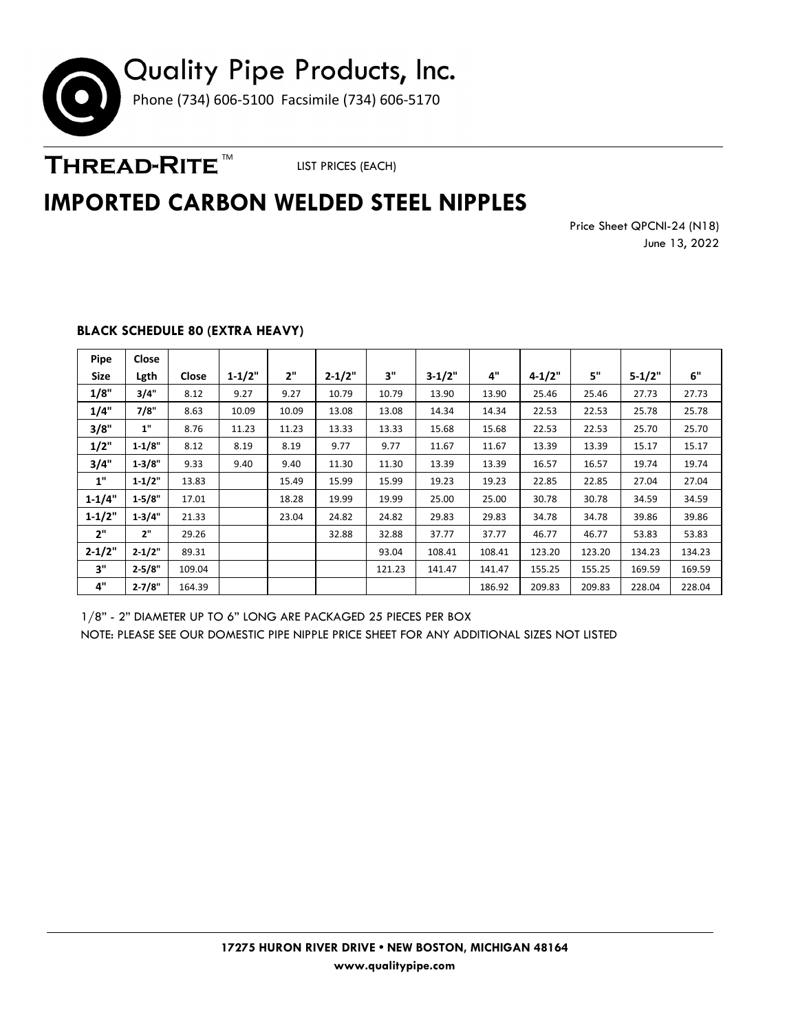# Quality Pipe Products, Inc.

Phone (734) 606-5100 Facsimile (734) 606-5170

**THREAD-RITE™** LIST PRICES (EACH)

# IMPORTED CARBON WELDED STEEL NIPPLES

Price Sheet QPCNI-24 (N18)
June 13, 2022

### BLACK SCHEDULE 80 (EXTRA HEAVY)

| Pipe Size | Close Lgth | Close | 1-1/2" | 2" | 2-1/2" | 3" | 3-1/2" | 4" | 4-1/2" | 5" | 5-1/2" | 6" |
|---|---|---|---|---|---|---|---|---|---|---|---|---|
| 1/8" | 3/4" | 8.12 | 9.27 | 9.27 | 10.79 | 10.79 | 13.90 | 13.90 | 25.46 | 25.46 | 27.73 | 27.73 |
| 1/4" | 7/8" | 8.63 | 10.09 | 10.09 | 13.08 | 13.08 | 14.34 | 14.34 | 22.53 | 22.53 | 25.78 | 25.78 |
| 3/8" | 1" | 8.76 | 11.23 | 11.23 | 13.33 | 13.33 | 15.68 | 15.68 | 22.53 | 22.53 | 25.70 | 25.70 |
| 1/2" | 1-1/8" | 8.12 | 8.19 | 8.19 | 9.77 | 9.77 | 11.67 | 11.67 | 13.39 | 13.39 | 15.17 | 15.17 |
| 3/4" | 1-3/8" | 9.33 | 9.40 | 9.40 | 11.30 | 11.30 | 13.39 | 13.39 | 16.57 | 16.57 | 19.74 | 19.74 |
| 1" | 1-1/2" | 13.83 | | 15.49 | 15.99 | 15.99 | 19.23 | 19.23 | 22.85 | 22.85 | 27.04 | 27.04 |
| 1-1/4" | 1-5/8" | 17.01 | | 18.28 | 19.99 | 19.99 | 25.00 | 25.00 | 30.78 | 30.78 | 34.59 | 34.59 |
| 1-1/2" | 1-3/4" | 21.33 | | 23.04 | 24.82 | 24.82 | 29.83 | 29.83 | 34.78 | 34.78 | 39.86 | 39.86 |
| 2" | 2" | 29.26 | | | 32.88 | 32.88 | 37.77 | 37.77 | 46.77 | 46.77 | 53.83 | 53.83 |
| 2-1/2" | 2-1/2" | 89.31 | | | | 93.04 | 108.41 | 108.41 | 123.20 | 123.20 | 134.23 | 134.23 |
| 3" | 2-5/8" | 109.04 | | | | 121.23 | 141.47 | 141.47 | 155.25 | 155.25 | 169.59 | 169.59 |
| 4" | 2-7/8" | 164.39 | | | | | | 186.92 | 209.83 | 209.83 | 228.04 | 228.04 |

1/8" - 2" DIAMETER UP TO 6" LONG ARE PACKAGED 25 PIECES PER BOX

NOTE: PLEASE SEE OUR DOMESTIC PIPE NIPPLE PRICE SHEET FOR ANY ADDITIONAL SIZES NOT LISTED

**17275 HURON RIVER DRIVE • NEW BOSTON, MICHIGAN 48164**
**www.qualitypipe.com**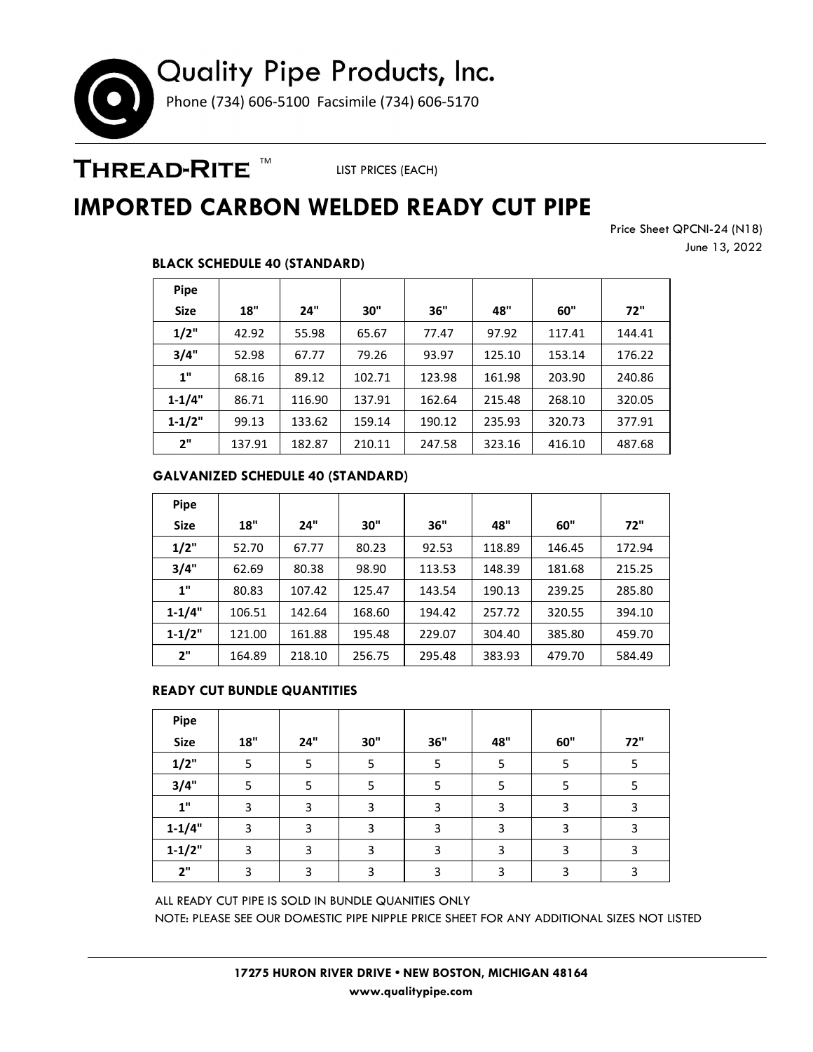# Quality Pipe Products, Inc.

Phone (734) 606-5100 Facsimile (734) 606-5170

## THREAD-RITE ™

LIST PRICES (EACH)

# IMPORTED CARBON WELDED READY CUT PIPE

Price Sheet QPCNI-24 (N18)
June 13, 2022

### BLACK SCHEDULE 40 (STANDARD)

| Pipe Size | 18" | 24" | 30" | 36" | 48" | 60" | 72" |
|---|---|---|---|---|---|---|---|
| 1/2" | 42.92 | 55.98 | 65.67 | 77.47 | 97.92 | 117.41 | 144.41 |
| 3/4" | 52.98 | 67.77 | 79.26 | 93.97 | 125.10 | 153.14 | 176.22 |
| 1" | 68.16 | 89.12 | 102.71 | 123.98 | 161.98 | 203.90 | 240.86 |
| 1-1/4" | 86.71 | 116.90 | 137.91 | 162.64 | 215.48 | 268.10 | 320.05 |
| 1-1/2" | 99.13 | 133.62 | 159.14 | 190.12 | 235.93 | 320.73 | 377.91 |
| 2" | 137.91 | 182.87 | 210.11 | 247.58 | 323.16 | 416.10 | 487.68 |

### GALVANIZED SCHEDULE 40 (STANDARD)

| Pipe Size | 18" | 24" | 30" | 36" | 48" | 60" | 72" |
|---|---|---|---|---|---|---|---|
| 1/2" | 52.70 | 67.77 | 80.23 | 92.53 | 118.89 | 146.45 | 172.94 |
| 3/4" | 62.69 | 80.38 | 98.90 | 113.53 | 148.39 | 181.68 | 215.25 |
| 1" | 80.83 | 107.42 | 125.47 | 143.54 | 190.13 | 239.25 | 285.80 |
| 1-1/4" | 106.51 | 142.64 | 168.60 | 194.42 | 257.72 | 320.55 | 394.10 |
| 1-1/2" | 121.00 | 161.88 | 195.48 | 229.07 | 304.40 | 385.80 | 459.70 |
| 2" | 164.89 | 218.10 | 256.75 | 295.48 | 383.93 | 479.70 | 584.49 |

### READY CUT BUNDLE QUANTITIES

| Pipe Size | 18" | 24" | 30" | 36" | 48" | 60" | 72" |
|---|---|---|---|---|---|---|---|
| 1/2" | 5 | 5 | 5 | 5 | 5 | 5 | 5 |
| 3/4" | 5 | 5 | 5 | 5 | 5 | 5 | 5 |
| 1" | 3 | 3 | 3 | 3 | 3 | 3 | 3 |
| 1-1/4" | 3 | 3 | 3 | 3 | 3 | 3 | 3 |
| 1-1/2" | 3 | 3 | 3 | 3 | 3 | 3 | 3 |
| 2" | 3 | 3 | 3 | 3 | 3 | 3 | 3 |

ALL READY CUT PIPE IS SOLD IN BUNDLE QUANITIES ONLY

NOTE: PLEASE SEE OUR DOMESTIC PIPE NIPPLE PRICE SHEET FOR ANY ADDITIONAL SIZES NOT LISTED

**17275 HURON RIVER DRIVE • NEW BOSTON, MICHIGAN 48164**
**www.qualitypipe.com**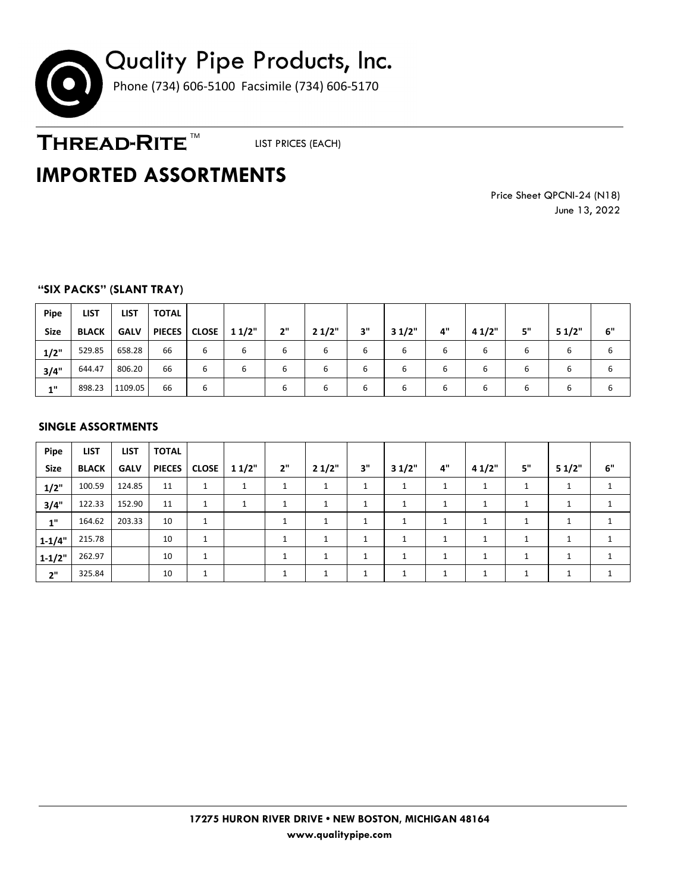# Quality Pipe Products, Inc.

Phone (734) 606-5100 Facsimile (734) 606-5170

**THREAD-RITE**™ LIST PRICES (EACH)

# IMPORTED ASSORTMENTS

Price Sheet QPCNI-24 (N18)
June 13, 2022

### "SIX PACKS" (SLANT TRAY)

| Pipe Size | LIST BLACK | LIST GALV | TOTAL PIECES | CLOSE | 1 1/2" | 2" | 2 1/2" | 3" | 3 1/2" | 4" | 4 1/2" | 5" | 5 1/2" | 6" |
|---|---|---|---|---|---|---|---|---|---|---|---|---|---|---|
| 1/2" | 529.85 | 658.28 | 66 | 6 | 6 | 6 | 6 | 6 | 6 | 6 | 6 | 6 | 6 | 6 |
| 3/4" | 644.47 | 806.20 | 66 | 6 | 6 | 6 | 6 | 6 | 6 | 6 | 6 | 6 | 6 | 6 |
| 1" | 898.23 | 1109.05 | 66 | 6 | | 6 | 6 | 6 | 6 | 6 | 6 | 6 | 6 | 6 |

### SINGLE ASSORTMENTS

| Pipe Size | LIST BLACK | LIST GALV | TOTAL PIECES | CLOSE | 1 1/2" | 2" | 2 1/2" | 3" | 3 1/2" | 4" | 4 1/2" | 5" | 5 1/2" | 6" |
|---|---|---|---|---|---|---|---|---|---|---|---|---|---|---|
| 1/2" | 100.59 | 124.85 | 11 | 1 | 1 | 1 | 1 | 1 | 1 | 1 | 1 | 1 | 1 | 1 |
| 3/4" | 122.33 | 152.90 | 11 | 1 | 1 | 1 | 1 | 1 | 1 | 1 | 1 | 1 | 1 | 1 |
| 1" | 164.62 | 203.33 | 10 | 1 | | 1 | 1 | 1 | 1 | 1 | 1 | 1 | 1 | 1 |
| 1-1/4" | 215.78 | | 10 | 1 | | 1 | 1 | 1 | 1 | 1 | 1 | 1 | 1 | 1 |
| 1-1/2" | 262.97 | | 10 | 1 | | 1 | 1 | 1 | 1 | 1 | 1 | 1 | 1 | 1 |
| 2" | 325.84 | | 10 | 1 | | 1 | 1 | 1 | 1 | 1 | 1 | 1 | 1 | 1 |

**17275 HURON RIVER DRIVE • NEW BOSTON, MICHIGAN 48164**
**www.qualitypipe.com**